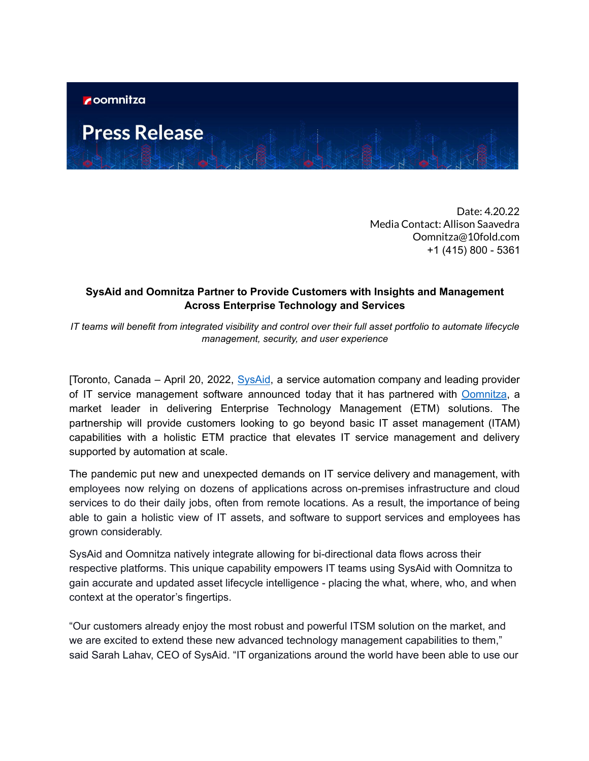oomnitza

# Press Release

Date: 4.20.22
Media Contact: Allison Saavedra
Oomnitza@10fold.com
+1 (415) 800 - 5361

**SysAid and Oomnitza Partner to Provide Customers with Insights and Management Across Enterprise Technology and Services**

*IT teams will benefit from integrated visibility and control over their full asset portfolio to automate lifecycle management, security, and user experience*

[Toronto, Canada – April 20, 2022, SysAid, a service automation company and leading provider of IT service management software announced today that it has partnered with Oomnitza, a market leader in delivering Enterprise Technology Management (ETM) solutions. The partnership will provide customers looking to go beyond basic IT asset management (ITAM) capabilities with a holistic ETM practice that elevates IT service management and delivery supported by automation at scale.

The pandemic put new and unexpected demands on IT service delivery and management, with employees now relying on dozens of applications across on-premises infrastructure and cloud services to do their daily jobs, often from remote locations. As a result, the importance of being able to gain a holistic view of IT assets, and software to support services and employees has grown considerably.

SysAid and Oomnitza natively integrate allowing for bi-directional data flows across their respective platforms. This unique capability empowers IT teams using SysAid with Oomnitza to gain accurate and updated asset lifecycle intelligence - placing the what, where, who, and when context at the operator's fingertips.

"Our customers already enjoy the most robust and powerful ITSM solution on the market, and we are excited to extend these new advanced technology management capabilities to them," said Sarah Lahav, CEO of SysAid. "IT organizations around the world have been able to use our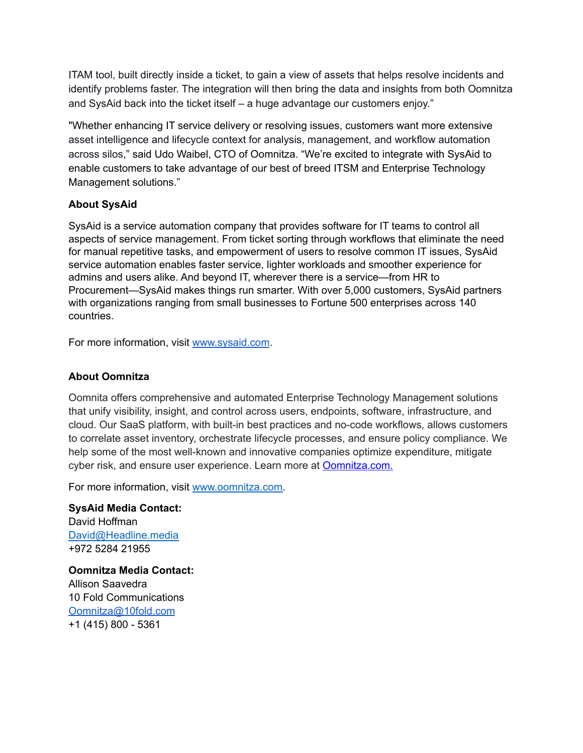ITAM tool, built directly inside a ticket, to gain a view of assets that helps resolve incidents and identify problems faster. The integration will then bring the data and insights from both Oomnitza and SysAid back into the ticket itself – a huge advantage our customers enjoy."

"Whether enhancing IT service delivery or resolving issues, customers want more extensive asset intelligence and lifecycle context for analysis, management, and workflow automation across silos," said Udo Waibel, CTO of Oomnitza. "We're excited to integrate with SysAid to enable customers to take advantage of our best of breed ITSM and Enterprise Technology Management solutions."

**About SysAid**

SysAid is a service automation company that provides software for IT teams to control all aspects of service management. From ticket sorting through workflows that eliminate the need for manual repetitive tasks, and empowerment of users to resolve common IT issues, SysAid service automation enables faster service, lighter workloads and smoother experience for admins and users alike. And beyond IT, wherever there is a service—from HR to Procurement—SysAid makes things run smarter. With over 5,000 customers, SysAid partners with organizations ranging from small businesses to Fortune 500 enterprises across 140 countries.

For more information, visit [www.sysaid.com](www.sysaid.com).

**About Oomnitza**

Oomnita offers comprehensive and automated Enterprise Technology Management solutions that unify visibility, insight, and control across users, endpoints, software, infrastructure, and cloud. Our SaaS platform, with built-in best practices and no-code workflows, allows customers to correlate asset inventory, orchestrate lifecycle processes, and ensure policy compliance. We help some of the most well-known and innovative companies optimize expenditure, mitigate cyber risk, and ensure user experience. Learn more at [Oomnitza.com.](Oomnitza.com)

For more information, visit [www.oomnitza.com](www.oomnitza.com).

**SysAid Media Contact:**
David Hoffman
David@Headline.media
+972 5284 21955

**Oomnitza Media Contact:**
Allison Saavedra
10 Fold Communications
Oomnitza@10fold.com
+1 (415) 800 - 5361